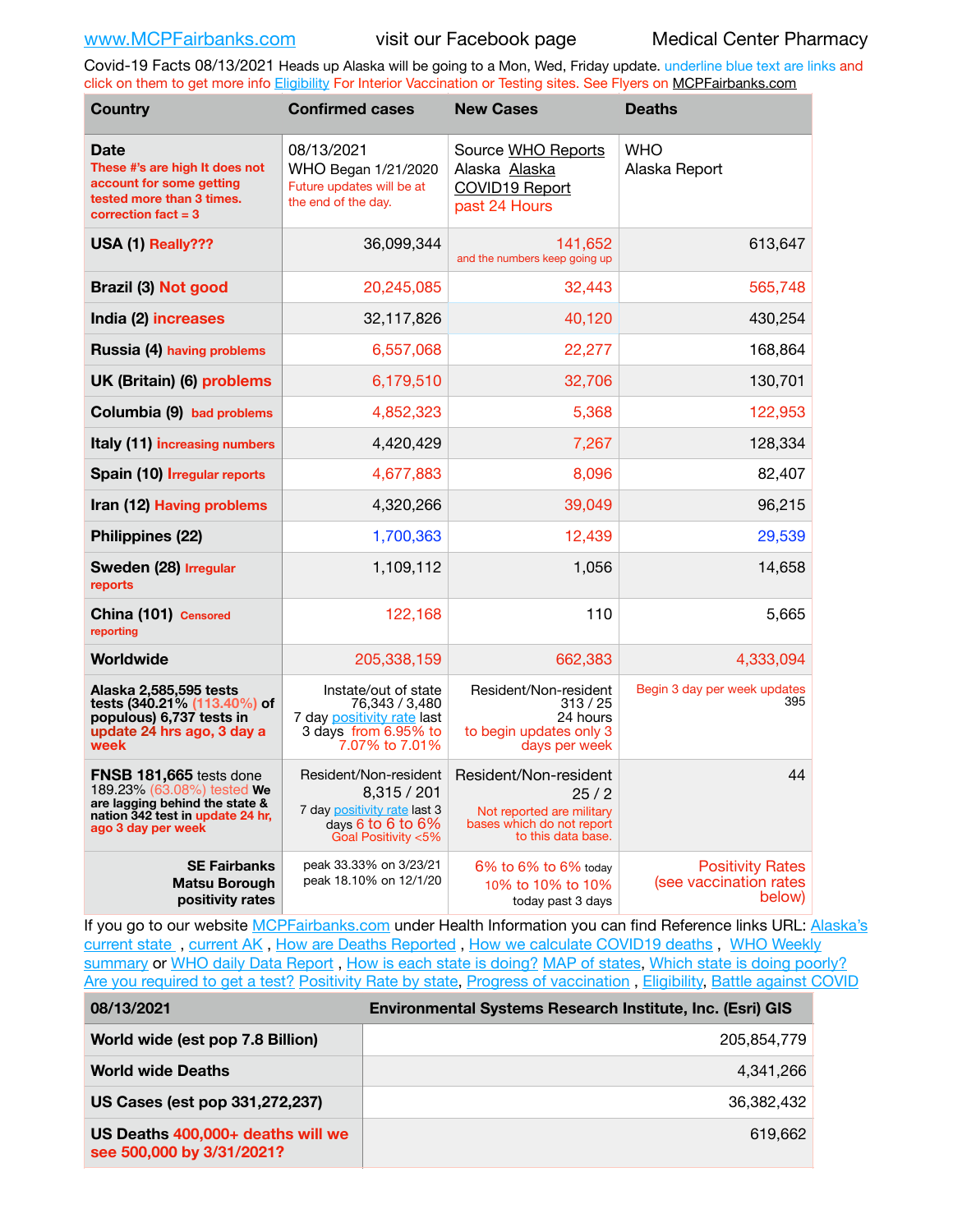www.MCPFairbanks.com visit our Facebook page Medical Center Pharmacy

Covid-19 Facts 08/13/2021 Heads up Alaska will be going to a Mon, Wed, Friday update. underline blue text are links and click on them to get more info Eligibility For Interior Vaccination or Testing sites. See Flyers on MCPFairbanks.com

| Country | Confirmed cases | New Cases | Deaths |
|---|---|---|---|
| **Date** These #'s are high It does not account for some getting tested more than 3 times. correction fact = 3 | 08/13/2021 WHO Began 1/21/2020 Future updates will be at the end of the day. | Source WHO Reports Alaska Alaska COVID19 Report past 24 Hours | WHO Alaska Report |
| **USA (1)** Really??? | 36,099,344 | 141,652 and the numbers keep going up | 613,647 |
| **Brazil (3)** Not good | 20,245,085 | 32,443 | 565,748 |
| **India (2)** increases | 32,117,826 | 40,120 | 430,254 |
| **Russia (4)** having problems | 6,557,068 | 22,277 | 168,864 |
| **UK (Britain) (6)** problems | 6,179,510 | 32,706 | 130,701 |
| **Columbia (9)** bad problems | 4,852,323 | 5,368 | 122,953 |
| **Italy (11)** increasing numbers | 4,420,429 | 7,267 | 128,334 |
| **Spain (10)** Irregular reports | 4,677,883 | 8,096 | 82,407 |
| **Iran (12)** Having problems | 4,320,266 | 39,049 | 96,215 |
| **Philippines (22)** | 1,700,363 | 12,439 | 29,539 |
| **Sweden (28)** Irregular reports | 1,109,112 | 1,056 | 14,658 |
| **China (101)** Censored reporting | 122,168 | 110 | 5,665 |
| **Worldwide** | 205,338,159 | 662,383 | 4,333,094 |
| **Alaska 2,585,595 tests tests (340.21% (113.40%) of populous) 6,737 tests in update 24 hrs ago, 3 day a week** | Instate/out of state 76,343 / 3,480 7 day positivity rate last 3 days from 6.95% to 7.07% to 7.01% | Resident/Non-resident 313 / 25 24 hours to begin updates only 3 days per week | Begin 3 day per week updates 395 |
| **FNSB 181,665** tests done 189.23% (63.08%) tested **We are lagging behind the state & nation 342 test in update 24 hr, ago 3 day per week** | Resident/Non-resident 8,315 / 201 7 day positivity rate last 3 days 6 to 6 to 6% Goal Positivity <5% | Resident/Non-resident 25 / 2 Not reported are military bases which do not report to this data base. | 44 |
| **SE Fairbanks Matsu Borough positivity rates** | peak 33.33% on 3/23/21 peak 18.10% on 12/1/20 | 6% to 6% to 6% today 10% to 10% to 10% today past 3 days | Positivity Rates (see vaccination rates below) |

If you go to our website MCPFairbanks.com under Health Information you can find Reference links URL: Alaska's current state , current AK , How are Deaths Reported , How we calculate COVID19 deaths , WHO Weekly summary or WHO daily Data Report , How is each state is doing? MAP of states, Which state is doing poorly? Are you required to get a test? Positivity Rate by state, Progress of vaccination , Eligibility, Battle against COVID

| 08/13/2021 | Environmental Systems Research Institute, Inc. (Esri) GIS |
|---|---|
| **World wide (est pop 7.8 Billion)** | 205,854,779 |
| **World wide Deaths** | 4,341,266 |
| **US Cases (est pop 331,272,237)** | 36,382,432 |
| **US Deaths** 400,000+ deaths will we see 500,000 by 3/31/2021? | 619,662 |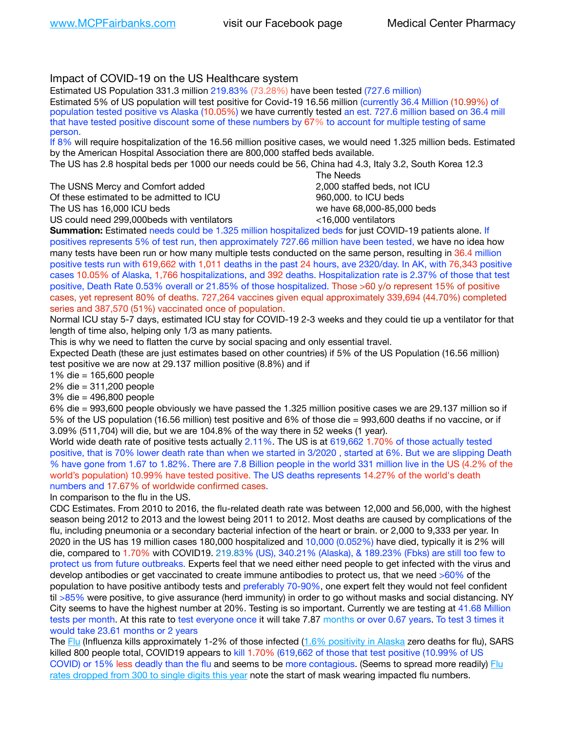Impact of COVID-19 on the US Healthcare system

Estimated US Population 331.3 million 219.83% (73.28%) have been tested (727.6 million)

Estimated 5% of US population will test positive for Covid-19 16.56 million (currently 36.4 Million (10.99%) of population tested positive vs Alaska (10.05%) we have currently tested an est. 727.6 million based on 36.4 mill that have tested positive discount some of these numbers by 67% to account for multiple testing of same person.

If 8% will require hospitalization of the 16.56 million positive cases, we would need 1.325 million beds. Estimated by the American Hospital Association there are 800,000 staffed beds available.

The US has 2.8 hospital beds per 1000 our needs could be 56, China had 4.3, Italy 3.2, South Korea 12.3

| | The Needs |
|---|---|
| The USNS Mercy and Comfort added | 2,000 staffed beds, not ICU |
| Of these estimated to be admitted to ICU | 960,000. to ICU beds |
| The US has 16,000 ICU beds | we have 68,000-85,000 beds |
| US could need 299,000beds with ventilators | <16,000 ventilators |

**Summation:** Estimated needs could be 1.325 million hospitalized beds for just COVID-19 patients alone. If positives represents 5% of test run, then approximately 727.66 million have been tested, we have no idea how many tests have been run or how many multiple tests conducted on the same person, resulting in 36.4 million positive tests run with 619,662 with 1,011 deaths in the past 24 hours, ave 2320/day. In AK, with 76,343 positive cases 10.05% of Alaska, 1,766 hospitalizations, and 392 deaths. Hospitalization rate is 2.37% of those that test positive, Death Rate 0.53% overall or 21.85% of those hospitalized. Those >60 y/o represent 15% of positive cases, yet represent 80% of deaths. 727,264 vaccines given equal approximately 339,694 (44.70%) completed series and 387,570 (51%) vaccinated once of population.

Normal ICU stay 5-7 days, estimated ICU stay for COVID-19 2-3 weeks and they could tie up a ventilator for that length of time also, helping only 1/3 as many patients.

This is why we need to flatten the curve by social spacing and only essential travel.

Expected Death (these are just estimates based on other countries) if 5% of the US Population (16.56 million) test positive we are now at 29.137 million positive (8.8%) and if

1% die = 165,600 people

2% die = 311,200 people

3% die = 496,800 people

6% die = 993,600 people obviously we have passed the 1.325 million positive cases we are 29.137 million so if 5% of the US population (16.56 million) test positive and 6% of those die = 993,600 deaths if no vaccine, or if 3.09% (511,704) will die, but we are 104.8% of the way there in 52 weeks (1 year).

World wide death rate of positive tests actually 2.11%. The US is at 619,662 1.70% of those actually tested positive, that is 70% lower death rate than when we started in 3/2020 , started at 6%. But we are slipping Death % have gone from 1.67 to 1.82%. There are 7.8 Billion people in the world 331 million live in the US (4.2% of the world's population) 10.99% have tested positive. The US deaths represents 14.27% of the world's death numbers and 17.67% of worldwide confirmed cases.

In comparison to the flu in the US.

CDC Estimates. From 2010 to 2016, the flu-related death rate was between 12,000 and 56,000, with the highest season being 2012 to 2013 and the lowest being 2011 to 2012. Most deaths are caused by complications of the flu, including pneumonia or a secondary bacterial infection of the heart or brain. or 2,000 to 9,333 per year. In 2020 in the US has 19 million cases 180,000 hospitalized and 10,000 (0.052%) have died, typically it is 2% will die, compared to 1.70% with COVID19. 219.83% (US), 340.21% (Alaska), & 189.23% (Fbks) are still too few to protect us from future outbreaks. Experts feel that we need either need people to get infected with the virus and develop antibodies or get vaccinated to create immune antibodies to protect us, that we need >60% of the population to have positive antibody tests and preferably 70-90%, one expert felt they would not feel confident til >85% were positive, to give assurance (herd immunity) in order to go without masks and social distancing. NY City seems to have the highest number at 20%. Testing is so important. Currently we are testing at 41.68 Million tests per month. At this rate to test everyone once it will take 7.87 months or over 0.67 years. To test 3 times it would take 23.61 months or 2 years

The Flu (Influenza kills approximately 1-2% of those infected (1.6% positivity in Alaska zero deaths for flu), SARS killed 800 people total, COVID19 appears to kill 1.70% (619,662 of those that test positive (10.99% of US COVID) or 15% less deadly than the flu and seems to be more contagious. (Seems to spread more readily) Flu rates dropped from 300 to single digits this year note the start of mask wearing impacted flu numbers.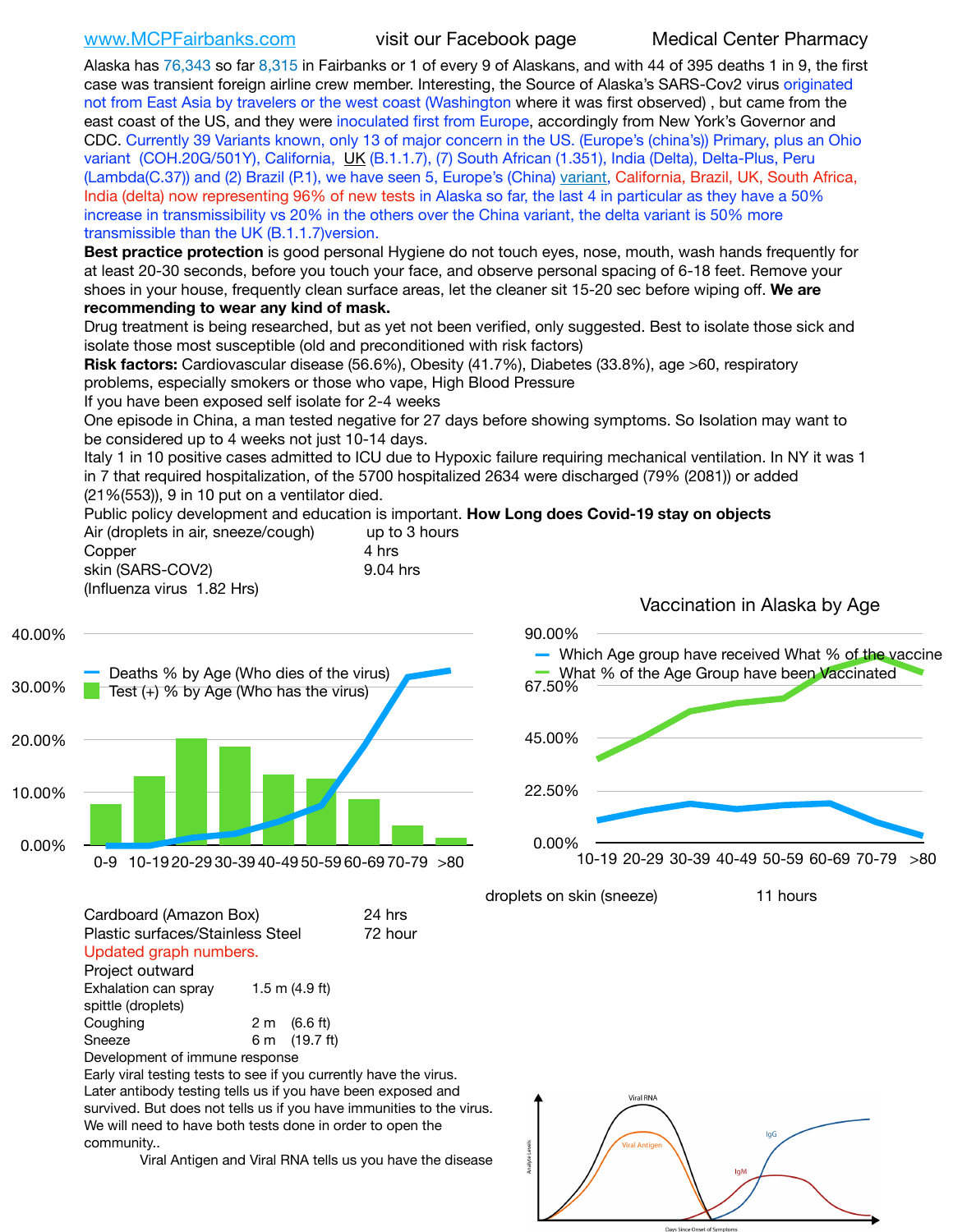www.MCPFairbanks.com visit our Facebook page Medical Center Pharmacy

Alaska has 76,343 so far 8,315 in Fairbanks or 1 of every 9 of Alaskans, and with 44 of 395 deaths 1 in 9, the first case was transient foreign airline crew member. Interesting, the Source of Alaska's SARS-Cov2 virus originated not from East Asia by travelers or the west coast (Washington where it was first observed) , but came from the east coast of the US, and they were inoculated first from Europe, accordingly from New York's Governor and CDC. Currently 39 Variants known, only 13 of major concern in the US. (Europe's (china's)) Primary, plus an Ohio variant (COH.20G/501Y), California, UK (B.1.1.7), (7) South African (1.351), India (Delta), Delta-Plus, Peru (Lambda(C.37)) and (2) Brazil (P.1), we have seen 5, Europe's (China) variant, California, Brazil, UK, South Africa, India (delta) now representing 96% of new tests in Alaska so far, the last 4 in particular as they have a 50% increase in transmissibility vs 20% in the others over the China variant, the delta variant is 50% more transmissible than the UK (B.1.1.7)version.

**Best practice protection** is good personal Hygiene do not touch eyes, nose, mouth, wash hands frequently for at least 20-30 seconds, before you touch your face, and observe personal spacing of 6-18 feet. Remove your shoes in your house, frequently clean surface areas, let the cleaner sit 15-20 sec before wiping off. **We are recommending to wear any kind of mask.**

Drug treatment is being researched, but as yet not been verified, only suggested. Best to isolate those sick and isolate those most susceptible (old and preconditioned with risk factors)

**Risk factors:** Cardiovascular disease (56.6%), Obesity (41.7%), Diabetes (33.8%), age >60, respiratory problems, especially smokers or those who vape, High Blood Pressure

If you have been exposed self isolate for 2-4 weeks

One episode in China, a man tested negative for 27 days before showing symptoms. So Isolation may want to be considered up to 4 weeks not just 10-14 days.

Italy 1 in 10 positive cases admitted to ICU due to Hypoxic failure requiring mechanical ventilation. In NY it was 1 in 7 that required hospitalization, of the 5700 hospitalized 2634 were discharged (79% (2081)) or added (21%(553)), 9 in 10 put on a ventilator died.

Public policy development and education is important. **How Long does Covid-19 stay on objects**

| Object | Duration |
|---|---|
| Air (droplets in air, sneeze/cough) | up to 3 hours |
| Copper | 4 hrs |
| skin (SARS-COV2) | 9.04 hrs |
| (Influenza virus 1.82 Hrs) | |
| droplets on skin (sneeze) | 11 hours |
| Cardboard (Amazon Box) | 24 hrs |
| Plastic surfaces/Stainless Steel | 72 hour |

Updated graph numbers.

Project outward

| | |
|---|---|
| Exhalation can spray spittle (droplets) | 1.5 m (4.9 ft) |
| Coughing | 2 m (6.6 ft) |
| Sneeze | 6 m (19.7 ft) |

Development of immune response

Early viral testing tests to see if you currently have the virus.

Later antibody testing tells us if you have been exposed and survived. But does not tells us if you have immunities to the virus. We will need to have both tests done in order to open the community..

Viral Antigen and Viral RNA tells us you have the disease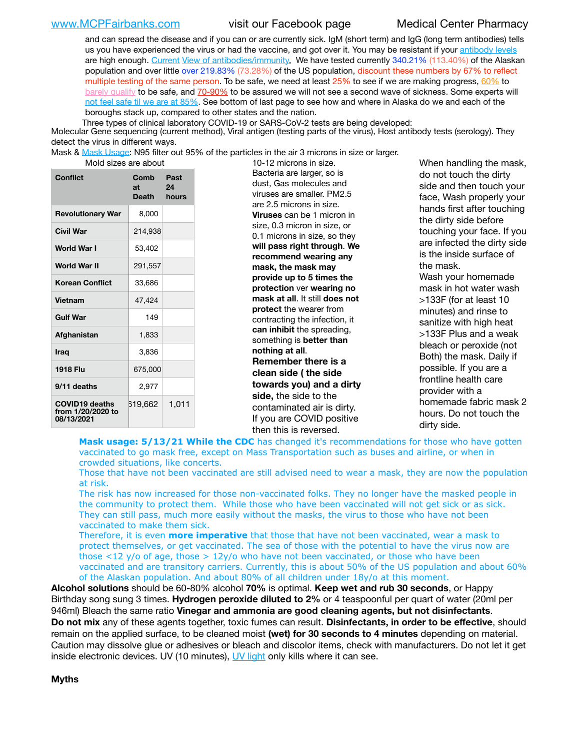and can spread the disease and if you can or are currently sick. IgM (short term) and IgG (long term antibodies) tells us you have experienced the virus or had the vaccine, and got over it. You may be resistant if your antibody levels are high enough. Current View of antibodies/immunity. We have tested currently 340.21% (113.40%) of the Alaskan population and over little over 219.83% (73.28%) of the US population, discount these numbers by 67% to reflect multiple testing of the same person. To be safe, we need at least 25% to see if we are making progress, 60% to barely qualify to be safe, and 70-90% to be assured we will not see a second wave of sickness. Some experts will not feel safe til we are at 85%. See bottom of last page to see how and where in Alaska do we and each of the boroughs stack up, compared to other states and the nation.

Three types of clinical laboratory COVID-19 or SARS-CoV-2 tests are being developed:
Molecular Gene sequencing (current method), Viral antigen (testing parts of the virus), Host antibody tests (serology). They detect the virus in different ways.

Mask & Mask Usage: N95 filter out 95% of the particles in the air 3 microns in size or larger.

| Conflict | Comb at Death | Past 24 hours |
|---|---|---|
| Revolutionary War | 8,000 | |
| Civil War | 214,938 | |
| World War I | 53,402 | |
| World War II | 291,557 | |
| Korean Conflict | 33,686 | |
| Vietnam | 47,424 | |
| Gulf War | 149 | |
| Afghanistan | 1,833 | |
| Iraq | 3,836 | |
| 1918 Flu | 675,000 | |
| 9/11 deaths | 2,977 | |
| COVID19 deaths from 1/20/2020 to 08/13/2021 | 619,662 | 1,011 |

Mold sizes are about 10-12 microns in size. Bacteria are larger, so is dust, Gas molecules and viruses are smaller. PM2.5 are 2.5 microns in size. **Viruses** can be 1 micron in size, 0.3 micron in size, or 0.1 microns in size, so they **will pass right through**. **We recommend wearing any mask, the mask may provide up to 5 times the protection** ver **wearing no mask at all**. It still **does not protect** the wearer from contracting the infection, it **can inhibit** the spreading, something is **better than nothing at all**.

**Remember there is a clean side ( the side towards you) and a dirty side,** the side to the contaminated air is dirty. If you are COVID positive then this is reversed.

When handling the mask, do not touch the dirty side and then touch your face, Wash properly your hands first after touching the dirty side before touching your face. If you are infected the dirty side is the inside surface of the mask.

Wash your homemade mask in hot water wash >133F (for at least 10 minutes) and rinse to sanitize with high heat >133F Plus and a weak bleach or peroxide (not Both) the mask. Daily if possible. If you are a frontline health care provider with a homemade fabric mask 2 hours. Do not touch the dirty side.

**Mask usage: 5/13/21 While the CDC** has changed it's recommendations for those who have gotten vaccinated to go mask free, except on Mass Transportation such as buses and airline, or when in crowded situations, like concerts.

Those that have not been vaccinated are still advised need to wear a mask, they are now the population at risk.

The risk has now increased for those non-vaccinated folks. They no longer have the masked people in the community to protect them. While those who have been vaccinated will not get sick or as sick. They can still pass, much more easily without the masks, the virus to those who have not been vaccinated to make them sick.

Therefore, it is even **more imperative** that those that have not been vaccinated, wear a mask to protect themselves, or get vaccinated. The sea of those with the potential to have the virus now are those <12 y/o of age, those > 12y/o who have not been vaccinated, or those who have been vaccinated and are transitory carriers. Currently, this is about 50% of the US population and about 60% of the Alaskan population. And about 80% of all children under 18y/o at this moment.

**Alcohol solutions** should be 60-80% alcohol **70%** is optimal. **Keep wet and rub 30 seconds**, or Happy Birthday song sung 3 times. **Hydrogen peroxide diluted to 2%** or 4 teaspoonful per quart of water (20ml per 946ml) Bleach the same ratio **Vinegar and ammonia are good cleaning agents, but not disinfectants**. **Do not mix** any of these agents together, toxic fumes can result. **Disinfectants, in order to be effective**, should remain on the applied surface, to be cleaned moist **(wet) for 30 seconds to 4 minutes** depending on material. Caution may dissolve glue or adhesives or bleach and discolor items, check with manufacturers. Do not let it get inside electronic devices. UV (10 minutes), UV light only kills where it can see.

**Myths**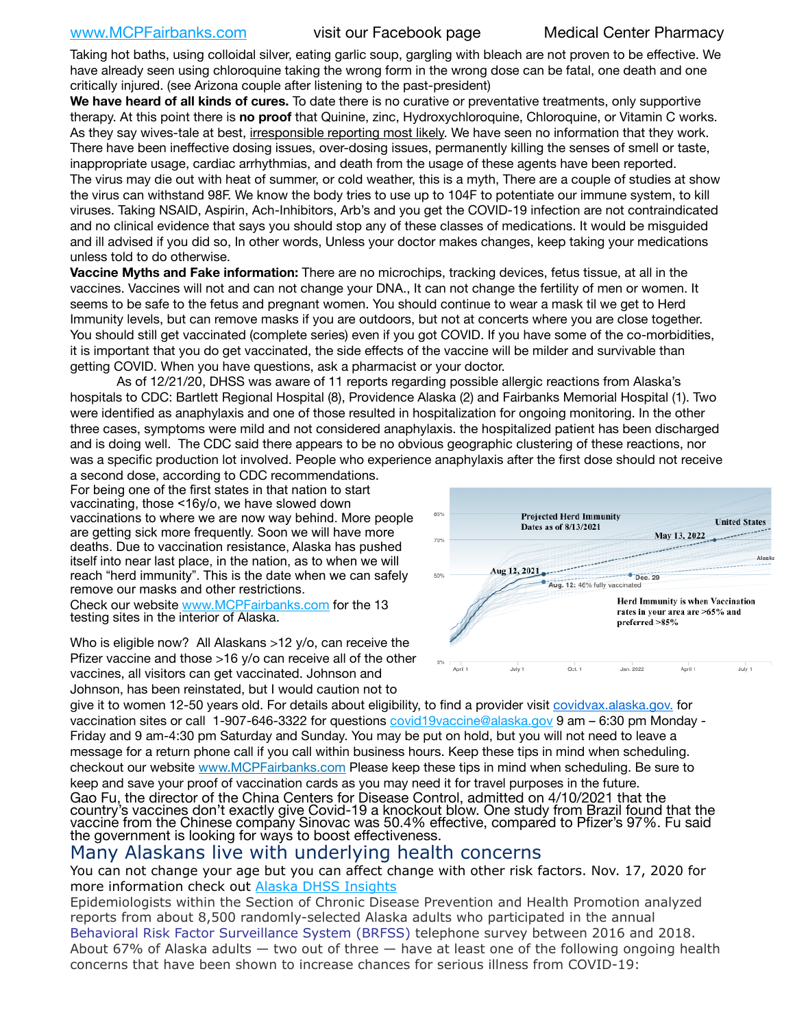Taking hot baths, using colloidal silver, eating garlic soup, gargling with bleach are not proven to be effective. We have already seen using chloroquine taking the wrong form in the wrong dose can be fatal, one death and one critically injured. (see Arizona couple after listening to the past-president)

**We have heard of all kinds of cures.** To date there is no curative or preventative treatments, only supportive therapy. At this point there is **no proof** that Quinine, zinc, Hydroxychloroquine, Chloroquine, or Vitamin C works. As they say wives-tale at best, irresponsible reporting most likely. We have seen no information that they work. There have been ineffective dosing issues, over-dosing issues, permanently killing the senses of smell or taste, inappropriate usage, cardiac arrhythmias, and death from the usage of these agents have been reported. The virus may die out with heat of summer, or cold weather, this is a myth, There are a couple of studies at show the virus can withstand 98F. We know the body tries to use up to 104F to potentiate our immune system, to kill viruses. Taking NSAID, Aspirin, Ach-Inhibitors, Arb's and you get the COVID-19 infection are not contraindicated and no clinical evidence that says you should stop any of these classes of medications. It would be misguided and ill advised if you did so, In other words, Unless your doctor makes changes, keep taking your medications unless told to do otherwise.

**Vaccine Myths and Fake information:** There are no microchips, tracking devices, fetus tissue, at all in the vaccines. Vaccines will not and can not change your DNA., It can not change the fertility of men or women. It seems to be safe to the fetus and pregnant women. You should continue to wear a mask til we get to Herd Immunity levels, but can remove masks if you are outdoors, but not at concerts where you are close together. You should still get vaccinated (complete series) even if you got COVID. If you have some of the co-morbidities, it is important that you do get vaccinated, the side effects of the vaccine will be milder and survivable than getting COVID. When you have questions, ask a pharmacist or your doctor.

As of 12/21/20, DHSS was aware of 11 reports regarding possible allergic reactions from Alaska's hospitals to CDC: Bartlett Regional Hospital (8), Providence Alaska (2) and Fairbanks Memorial Hospital (1). Two were identified as anaphylaxis and one of those resulted in hospitalization for ongoing monitoring. In the other three cases, symptoms were mild and not considered anaphylaxis. the hospitalized patient has been discharged and is doing well. The CDC said there appears to be no obvious geographic clustering of these reactions, nor was a specific production lot involved. People who experience anaphylaxis after the first dose should not receive a second dose, according to CDC recommendations.

For being one of the first states in that nation to start vaccinating, those <16y/o, we have slowed down vaccinations to where we are now way behind. More people are getting sick more frequently. Soon we will have more deaths. Due to vaccination resistance, Alaska has pushed itself into near last place, in the nation, as to when we will reach "herd immunity". This is the date when we can safely remove our masks and other restrictions.

Check our website www.MCPFairbanks.com for the 13 testing sites in the interior of Alaska.

Who is eligible now? All Alaskans >12 y/o, can receive the Pfizer vaccine and those >16 y/o can receive all of the other vaccines, all visitors can get vaccinated. Johnson and Johnson, has been reinstated, but I would caution not to give it to women 12-50 years old. For details about eligibility, to find a provider visit covidvax.alaska.gov. for vaccination sites or call 1-907-646-3322 for questions covid19vaccine@alaska.gov 9 am – 6:30 pm Monday - Friday and 9 am-4:30 pm Saturday and Sunday. You may be put on hold, but you will not need to leave a message for a return phone call if you call within business hours. Keep these tips in mind when scheduling. checkout our website www.MCPFairbanks.com Please keep these tips in mind when scheduling. Be sure to keep and save your proof of vaccination cards as you may need it for travel purposes in the future.

Gao Fu, the director of the China Centers for Disease Control, admitted on 4/10/2021 that the country's vaccines don't exactly give Covid-19 a knockout blow. One study from Brazil found that the vaccine from the Chinese company Sinovac was 50.4% effective, compared to Pfizer's 97%. Fu said the government is looking for ways to boost effectiveness.

## Many Alaskans live with underlying health concerns

You can not change your age but you can affect change with other risk factors. Nov. 17, 2020 for more information check out Alaska DHSS Insights

Epidemiologists within the Section of Chronic Disease Prevention and Health Promotion analyzed reports from about 8,500 randomly-selected Alaska adults who participated in the annual Behavioral Risk Factor Surveillance System (BRFSS) telephone survey between 2016 and 2018. About 67% of Alaska adults — two out of three — have at least one of the following ongoing health concerns that have been shown to increase chances for serious illness from COVID-19: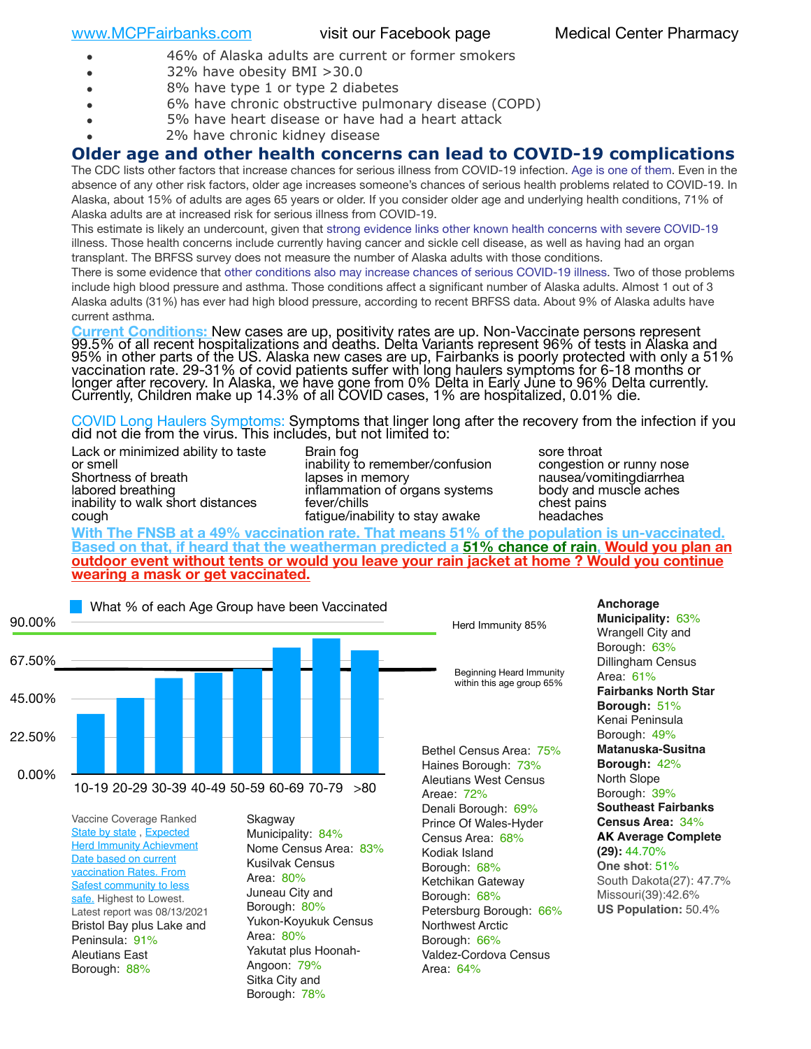www.MCPFairbanks.com visit our Facebook page Medical Center Pharmacy

- 46% of Alaska adults are current or former smokers
- 32% have obesity BMI >30.0
- 8% have type 1 or type 2 diabetes
- 6% have chronic obstructive pulmonary disease (COPD)
- 5% have heart disease or have had a heart attack
- 2% have chronic kidney disease

## Older age and other health concerns can lead to COVID-19 complications

The CDC lists other factors that increase chances for serious illness from COVID-19 infection. Age is one of them. Even in the absence of any other risk factors, older age increases someone's chances of serious health problems related to COVID-19. In Alaska, about 15% of adults are ages 65 years or older. If you consider older age and underlying health conditions, 71% of Alaska adults are at increased risk for serious illness from COVID-19.

This estimate is likely an undercount, given that strong evidence links other known health concerns with severe COVID-19 illness. Those health concerns include currently having cancer and sickle cell disease, as well as having had an organ transplant. The BRFSS survey does not measure the number of Alaska adults with those conditions.

There is some evidence that other conditions also may increase chances of serious COVID-19 illness. Two of those problems include high blood pressure and asthma. Those conditions affect a significant number of Alaska adults. Almost 1 out of 3 Alaska adults (31%) has ever had high blood pressure, according to recent BRFSS data. About 9% of Alaska adults have current asthma.

**Current Conditions:** New cases are up, positivity rates are up. Non-Vaccinate persons represent 99.5% of all recent hospitalizations and deaths. Delta Variants represent 96% of tests in Alaska and 95% in other parts of the US. Alaska new cases are up, Fairbanks is poorly protected with only a 51% vaccination rate. 29-31% of covid patients suffer with long haulers symptoms for 6-18 months or longer after recovery. In Alaska, we have gone from 0% Delta in Early June to 96% Delta currently. Currently, Children make up 14.3% of all COVID cases, 1% are hospitalized, 0.01% die.

COVID Long Haulers Symptoms: Symptoms that linger long after the recovery from the infection if you did not die from the virus. This includes, but not limited to:

Lack or minimized ability to taste or smell
Shortness of breath
labored breathing
inability to walk short distances
cough
Brain fog
inability to remember/confusion
lapses in memory
inflammation of organs systems
fever/chills
fatigue/inability to stay awake
sore throat
congestion or runny nose
nausea/vomitingdiarrhea
body and muscle aches
chest pains
headaches

**With The FNSB at a 49% vaccination rate. That means 51% of the population is un-vaccinated. Based on that, if heard that the weatherman predicted a 51% chance of rain. Would you plan an outdoor event without tents or would you leave your rain jacket at home ? Would you continue wearing a mask or get vaccinated.**

What % of each Age Group have been Vaccinated
90.00%
67.50%
45.00%
22.50%
0.00%
10-19 20-29 30-39 40-49 50-59 60-69 70-79 >80
Herd Immunity 85%
Beginning Heard Immunity within this age group 65%

Vaccine Coverage Ranked State by state, Expected Herd Immunity Achievment Date based on current vaccination Rates. From Safest community to less safe. Highest to Lowest.
Latest report was 08/13/2021

Bristol Bay plus Lake and Peninsula: 91%
Aleutians East Borough: 88%
Skagway Municipality: 84%
Nome Census Area: 83%
Kusilvak Census Area: 80%
Juneau City and Borough: 80%
Yukon-Koyukuk Census Area: 80%
Yakutat plus Hoonah-Angoon: 79%
Sitka City and Borough: 78%
Bethel Census Area: 75%
Haines Borough: 73%
Aleutians West Census Areae: 72%
Denali Borough: 69%
Prince Of Wales-Hyder Census Area: 68%
Kodiak Island Borough: 68%
Ketchikan Gateway Borough: 68%
Petersburg Borough: 66%
Northwest Arctic Borough: 66%
Valdez-Cordova Census Area: 64%
**Anchorage Municipality:** 63%
Wrangell City and Borough: 63%
Dillingham Census Area: 61%
**Fairbanks North Star Borough:** 51%
Kenai Peninsula Borough: 49%
**Matanuska-Susitna Borough:** 42%
North Slope Borough: 39%
**Southeast Fairbanks Census Area:** 34%
**AK Average Complete (29):** 44.70%
**One shot**: 51%
South Dakota(27): 47.7%
Missouri(39):42.6%
**US Population:** 50.4%